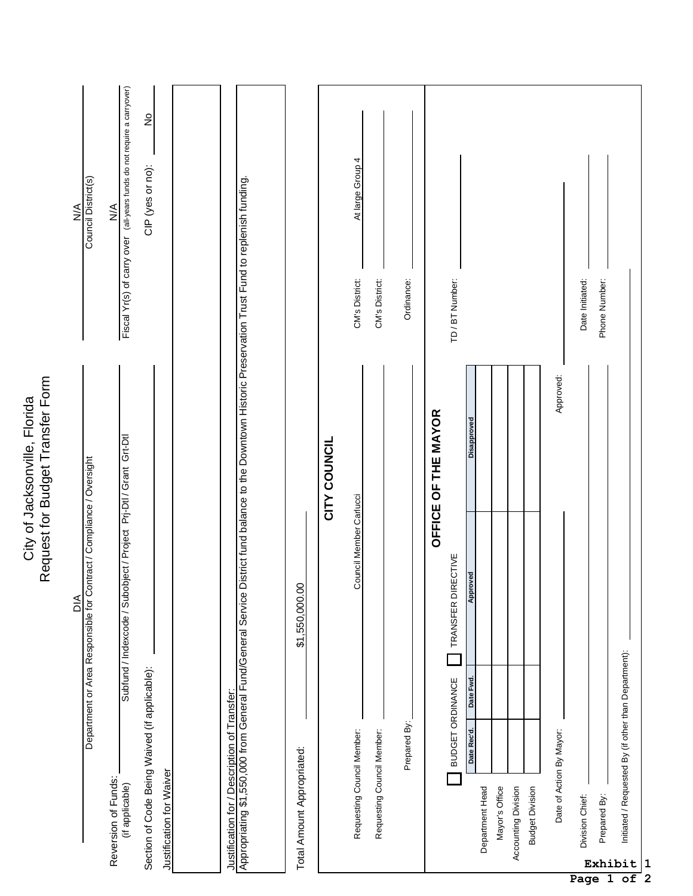# City of Jacksonville, Florida
## Request for Budget Transfer Form

DIA
Department or Area Responsible for Contract / Compliance / Oversight

N/A
Council District(s)

Reversion of Funds: (if applicable)
Subfund / Indexcode / Subobject / Project Prj-Dtl / Grant Grt-Dtl

N/A
Fiscal Yr(s) of carry over (all-years funds do not require a carryover)

Section of Code Being Waived (if applicable):

CIP (yes or no): No

Justification for Waiver

Justification for / Description of Transfer:
Appropriating $1,550,000 from General Fund/General Service District fund balance to the Downtown Historic Preservation Trust Fund to replenish funding.

Total Amount Appropriated: $1,550,000.00

## CITY COUNCIL

Requesting Council Member: Council Member Carlucci — CM's District: At large Group 4

Requesting Council Member: — CM's District:

Prepared By: — Ordinance:

## OFFICE OF THE MAYOR

☐ BUDGET ORDINANCE ☐ TRANSFER DIRECTIVE

TD / BT Number:

| | Date Rec'd. | Date Fwd. | Approved | Disapproved |
|---|---|---|---|---|
| Department Head | | | | |
| Mayor's Office | | | | |
| Accounting Division | | | | |
| Budget Division | | | | |

Date of Action By Mayor: — Approved:

Division Chief: — Date Initiated:

Prepared By: — Phone Number:

Initiated / Requested By (if other than Department):

Exhibit 1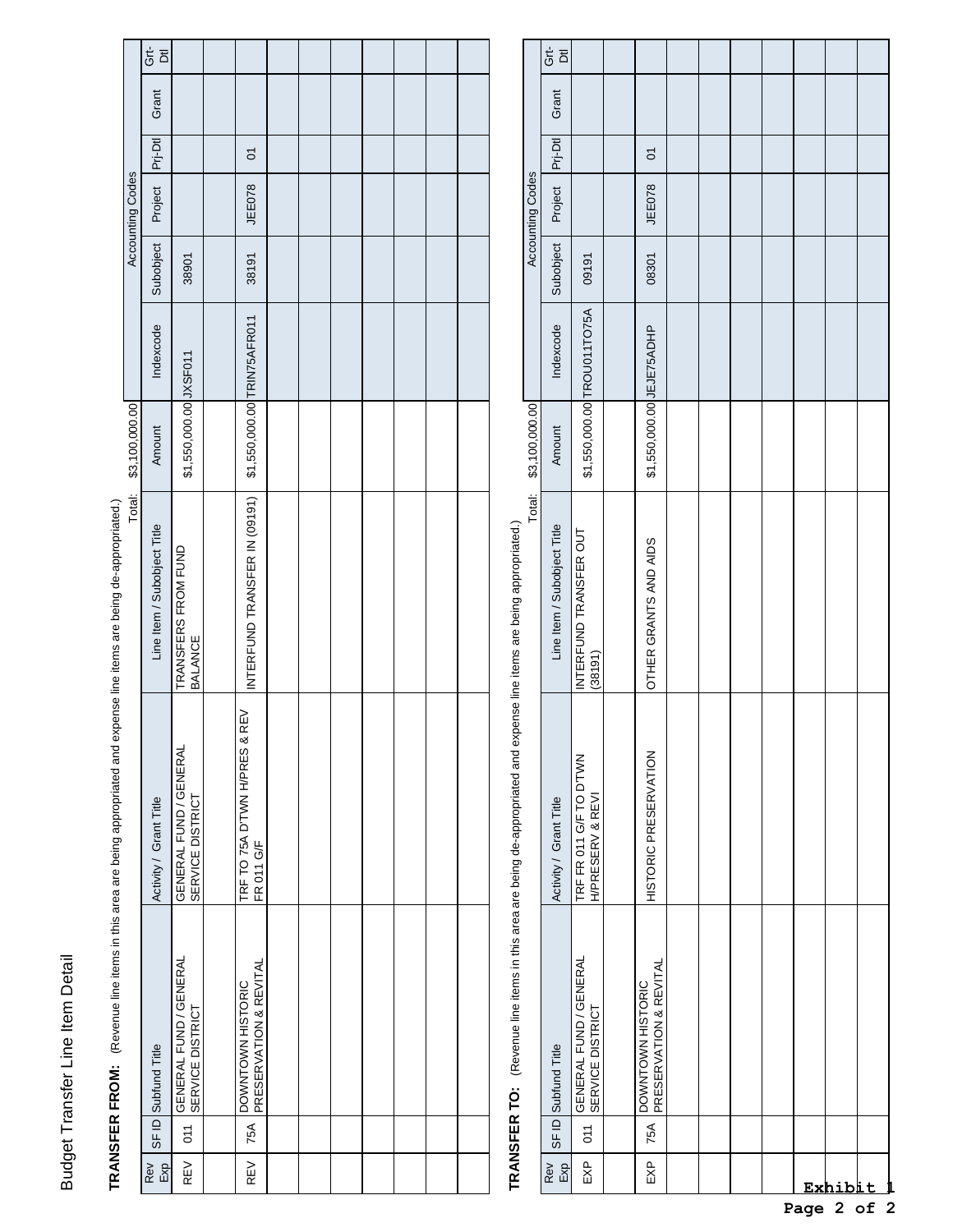# Budget Transfer Line Item Detail

**TRANSFER FROM:** (Revenue line items in this area are being appropriated and expense line items are being de-appropriated.)

| Rev Exp | SF ID | Subfund Title | Activity / Grant Title | Line Item / Subobject Title | Amount | Indexcode | Subobject | Project | Prj-Dtl | Grant | Grt-Dtl |
|---|---|---|---|---|---|---|---|---|---|---|---|
| | | | | Total: | $3,100,000.00 | Accounting Codes | | | | | |
| REV | 011 | GENERAL FUND / GENERAL SERVICE DISTRICT | GENERAL FUND / GENERAL SERVICE DISTRICT | TRANSFERS FROM FUND BALANCE | $1,550,000.00 | JXSF011 | 38901 | | | | |
| REV | 75A | DOWNTOWN HISTORIC PRESERVATION & REVITAL | TRF TO 75A D'TWN H/PRES & REV FR 011 G/F | INTERFUND TRANSFER IN (09191) | $1,550,000.00 | TRIN75AFR011 | 38191 | JEE078 | 01 | | |

**TRANSFER TO:** (Revenue line items in this area are being de-appropriated and expense line items are being appropriated.)

| Rev Exp | SF ID | Subfund Title | Activity / Grant Title | Line Item / Subobject Title | Amount | Indexcode | Subobject | Project | Prj-Dtl | Grant | Grt-Dtl |
|---|---|---|---|---|---|---|---|---|---|---|---|
| | | | | Total: | $3,100,000.00 | Accounting Codes | | | | | |
| EXP | 011 | GENERAL FUND / GENERAL SERVICE DISTRICT | TRF FR 011 G/F TO D'TWN H/PRESERV & REVI | INTERFUND TRANSFER OUT (38191) | $1,550,000.00 | TROU011TO75A | 09191 | | | | |
| EXP | 75A | DOWNTOWN HISTORIC PRESERVATION & REVITAL | HISTORIC PRESERVATION | OTHER GRANTS AND AIDS | $1,550,000.00 | JEJE75ADHP | 08301 | JEE078 | 01 | | |

Exhibit 1